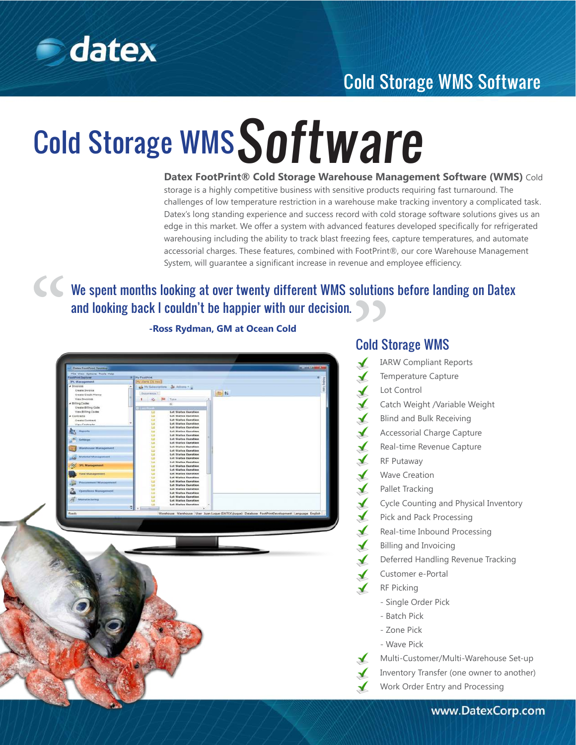# Cold Storage WMS Software

**Datex FootPrint® Cold Storage Warehouse Management Software (WMS)** Cold storage is a highly competitive business with sensitive products requiring fast turnaround. The challenges of low temperature restriction in a warehouse make tracking inventory a complicated task. Datex's long standing experience and success record with cold storage software solutions gives us an edge in this market. We offer a system with advanced features developed specifically for refrigerated warehousing including the ability to track blast freezing fees, capture temperatures, and automate accessorial charges. These features, combined with FootPrint®, our core Warehouse Management System, will guarantee a significant increase in revenue and employee efficiency.

> "We spent months looking at over twenty different WMS solutions before landing on Datex and looking back I couldn't be happier with our decision."
>
> **-Ross Rydman, GM at Ocean Cold**

## Cold Storage WMS

- IARW Compliant Reports
- Temperature Capture
- Lot Control
- Catch Weight /Variable Weight
- Blind and Bulk Receiving
- Accessorial Charge Capture
- Real-time Revenue Capture
- RF Putaway
- Wave Creation
- Pallet Tracking
- Cycle Counting and Physical Inventory
- Pick and Pack Processing
- Real-time Inbound Processing
- Billing and Invoicing
- Deferred Handling Revenue Tracking
- Customer e-Portal
- RF Picking
  - Single Order Pick
  - Batch Pick
  - Zone Pick
  - Wave Pick
- Multi-Customer/Multi-Warehouse Set-up
- Inventory Transfer (one owner to another)
- Work Order Entry and Processing

www.DatexCorp.com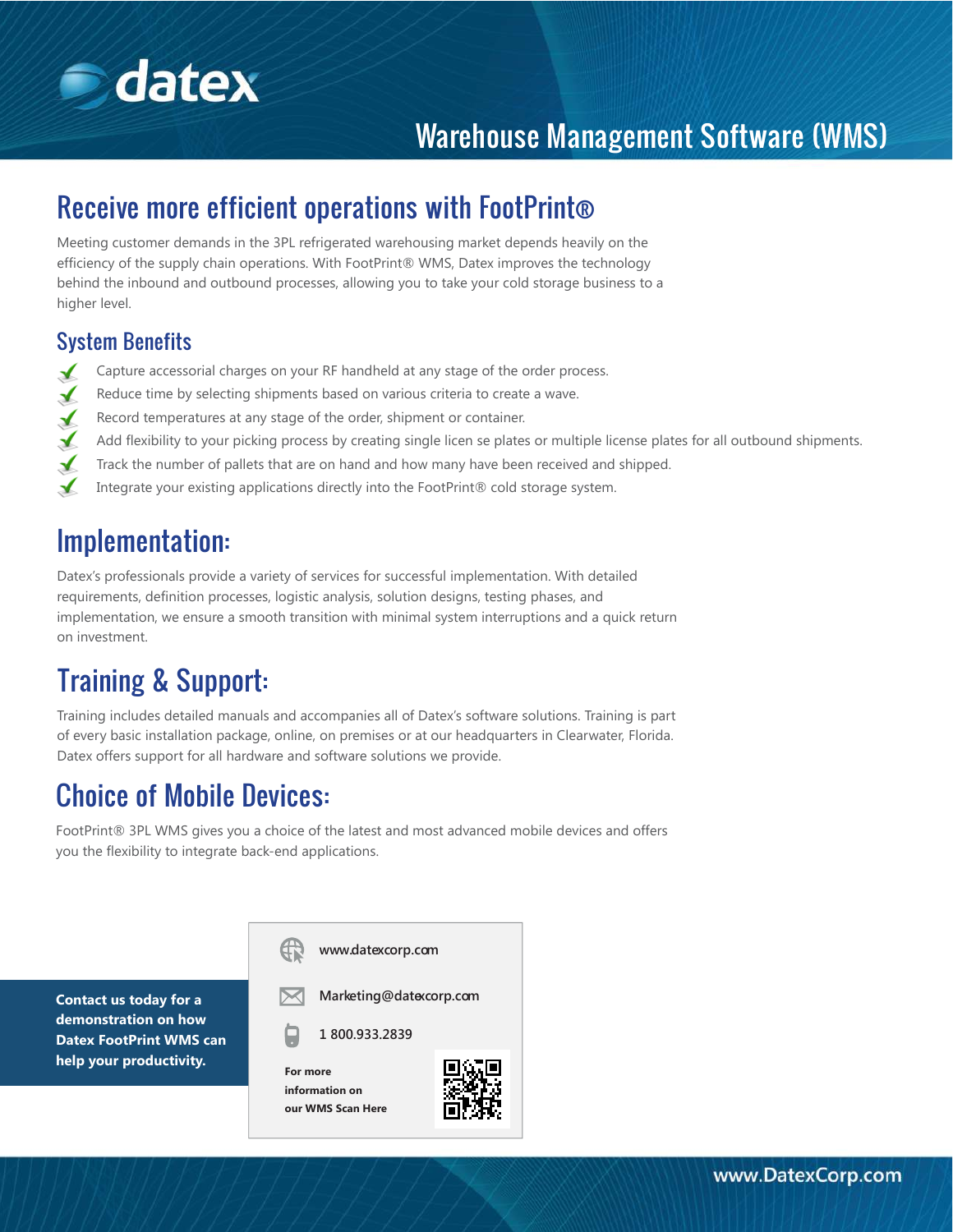datex

# Warehouse Management Software (WMS)

## Receive more efficient operations with FootPrint®

Meeting customer demands in the 3PL refrigerated warehousing market depends heavily on the efficiency of the supply chain operations. With FootPrint® WMS, Datex improves the technology behind the inbound and outbound processes, allowing you to take your cold storage business to a higher level.

### System Benefits

- Capture accessorial charges on your RF handheld at any stage of the order process.
- Reduce time by selecting shipments based on various criteria to create a wave.
- Record temperatures at any stage of the order, shipment or container.
- Add flexibility to your picking process by creating single licen se plates or multiple license plates for all outbound shipments.
- Track the number of pallets that are on hand and how many have been received and shipped.
- Integrate your existing applications directly into the FootPrint® cold storage system.

## Implementation:

Datex's professionals provide a variety of services for successful implementation. With detailed requirements, definition processes, logistic analysis, solution designs, testing phases, and implementation, we ensure a smooth transition with minimal system interruptions and a quick return on investment.

## Training & Support:

Training includes detailed manuals and accompanies all of Datex's software solutions. Training is part of every basic installation package, online, on premises or at our headquarters in Clearwater, Florida. Datex offers support for all hardware and software solutions we provide.

## Choice of Mobile Devices:

FootPrint® 3PL WMS gives you a choice of the latest and most advanced mobile devices and offers you the flexibility to integrate back-end applications.

**Contact us today for a demonstration on how Datex FootPrint WMS can help your productivity.**

www.datexcorp.com

Marketing@datexcorp.com

1 800.933.2839

**For more information on our WMS Scan Here**

www.DatexCorp.com